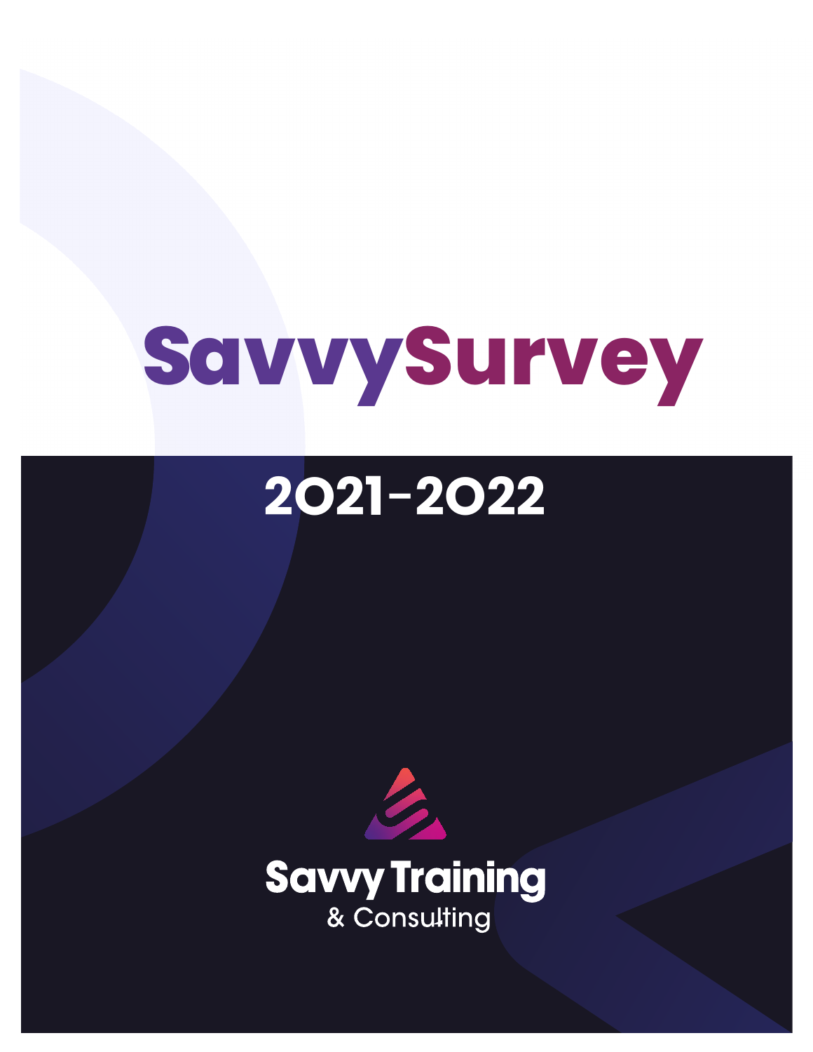# SavvySurvey

## 2021-2022

Savvy Training

& Consulting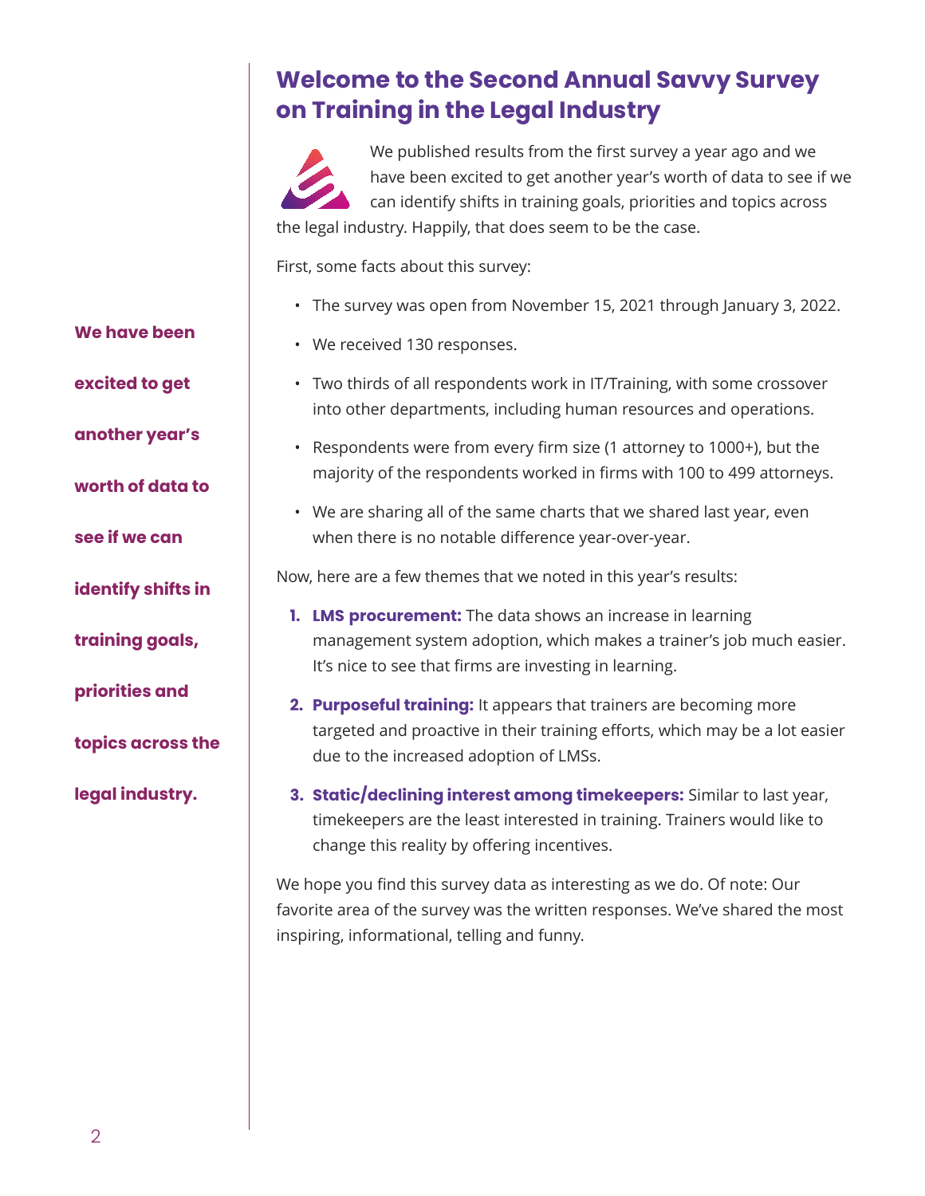# Welcome to the Second Annual Savvy Survey on Training in the Legal Industry

We published results from the first survey a year ago and we have been excited to get another year's worth of data to see if we can identify shifts in training goals, priorities and topics across the legal industry. Happily, that does seem to be the case.

First, some facts about this survey:

- The survey was open from November 15, 2021 through January 3, 2022.
- We received 130 responses.
- Two thirds of all respondents work in IT/Training, with some crossover into other departments, including human resources and operations.
- Respondents were from every firm size (1 attorney to 1000+), but the majority of the respondents worked in firms with 100 to 499 attorneys.
- We are sharing all of the same charts that we shared last year, even when there is no notable difference year-over-year.

Now, here are a few themes that we noted in this year's results:

1. **LMS procurement:** The data shows an increase in learning management system adoption, which makes a trainer's job much easier. It's nice to see that firms are investing in learning.
2. **Purposeful training:** It appears that trainers are becoming more targeted and proactive in their training efforts, which may be a lot easier due to the increased adoption of LMSs.
3. **Static/declining interest among timekeepers:** Similar to last year, timekeepers are the least interested in training. Trainers would like to change this reality by offering incentives.

We hope you find this survey data as interesting as we do. Of note: Our favorite area of the survey was the written responses. We've shared the most inspiring, informational, telling and funny.

**We have been excited to get another year's worth of data to see if we can identify shifts in training goals, priorities and topics across the legal industry.**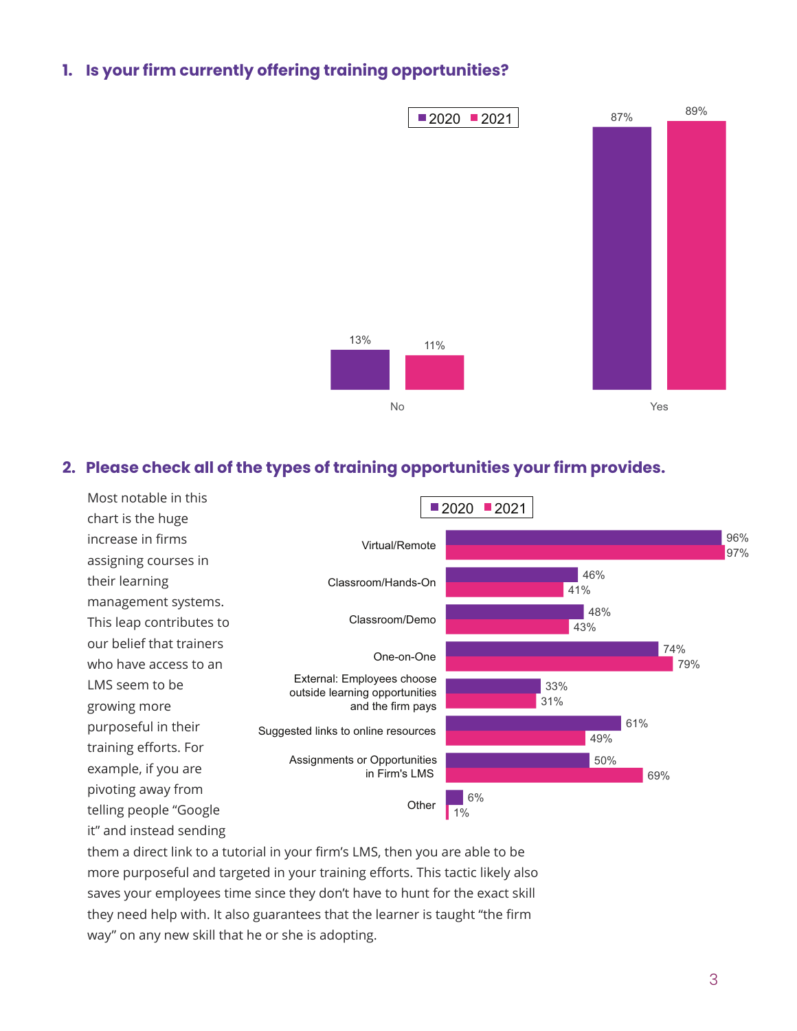## 1. Is your firm currently offering training opportunities?

| | 2020 | 2021 |
|---|---|---|
| No | 13% | 11% |
| Yes | 87% | 89% |

## 2. Please check all of the types of training opportunities your firm provides.

Most notable in this chart is the huge increase in firms assigning courses in their learning management systems. This leap contributes to our belief that trainers who have access to an LMS seem to be growing more purposeful in their training efforts. For example, if you are pivoting away from telling people "Google it" and instead sending them a direct link to a tutorial in your firm's LMS, then you are able to be more purposeful and targeted in your training efforts. This tactic likely also saves your employees time since they don't have to hunt for the exact skill they need help with. It also guarantees that the learner is taught "the firm way" on any new skill that he or she is adopting.

| | 2020 | 2021 |
|---|---|---|
| Virtual/Remote | 96% | 97% |
| Classroom/Hands-On | 46% | 41% |
| Classroom/Demo | 48% | 43% |
| One-on-One | 74% | 79% |
| External: Employees choose outside learning opportunities and the firm pays | 33% | 31% |
| Suggested links to online resources | 61% | 49% |
| Assignments or Opportunities in Firm's LMS | 50% | 69% |
| Other | 6% | 1% |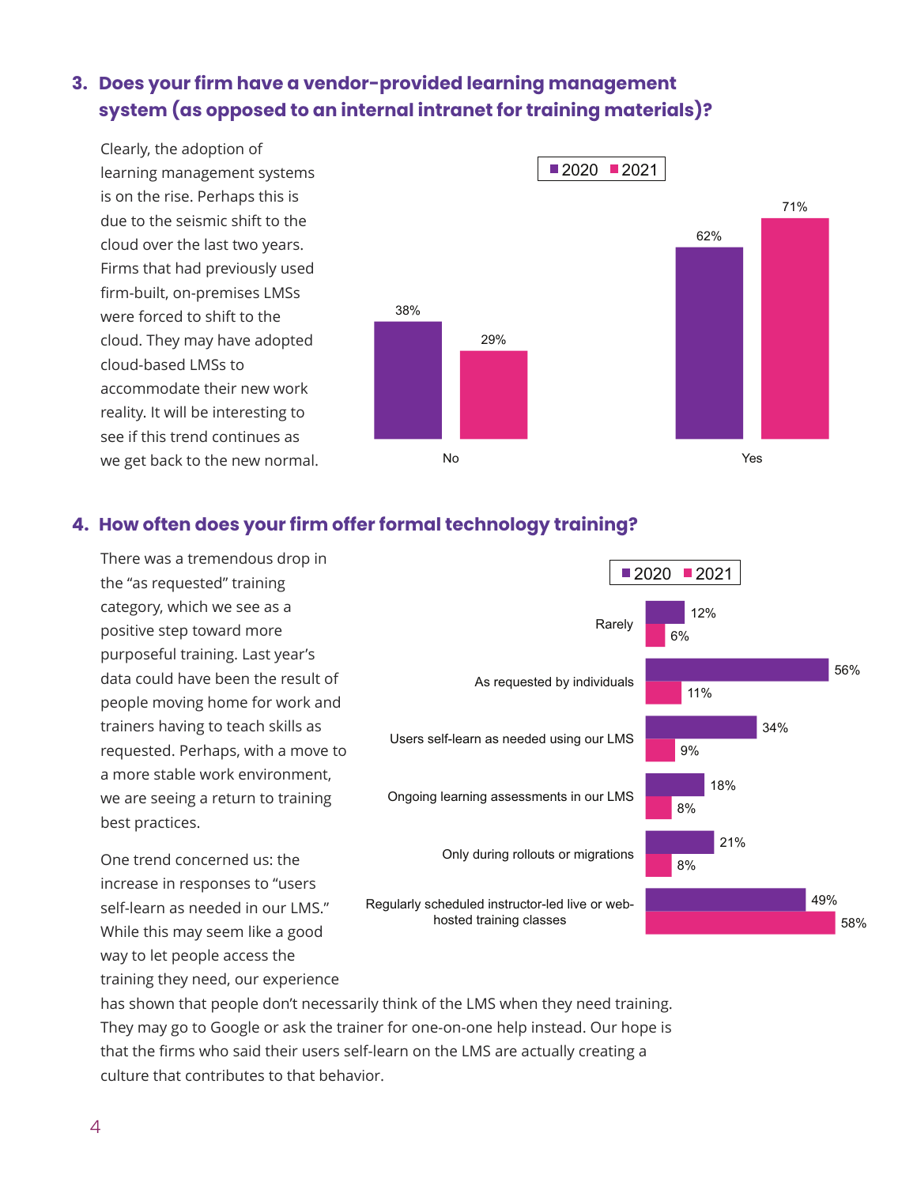## 3. Does your firm have a vendor-provided learning management system (as opposed to an internal intranet for training materials)?

Clearly, the adoption of learning management systems is on the rise. Perhaps this is due to the seismic shift to the cloud over the last two years. Firms that had previously used firm-built, on-premises LMSs were forced to shift to the cloud. They may have adopted cloud-based LMSs to accommodate their new work reality. It will be interesting to see if this trend continues as we get back to the new normal.

| | 2020 | 2021 |
|---|---|---|
| No | 38% | 29% |
| Yes | 62% | 71% |

## 4. How often does your firm offer formal technology training?

There was a tremendous drop in the “as requested” training category, which we see as a positive step toward more purposeful training. Last year’s data could have been the result of people moving home for work and trainers having to teach skills as requested. Perhaps, with a move to a more stable work environment, we are seeing a return to training best practices.

One trend concerned us: the increase in responses to “users self-learn as needed in our LMS.” While this may seem like a good way to let people access the training they need, our experience has shown that people don’t necessarily think of the LMS when they need training. They may go to Google or ask the trainer for one-on-one help instead. Our hope is that the firms who said their users self-learn on the LMS are actually creating a culture that contributes to that behavior.

| | 2020 | 2021 |
|---|---|---|
| Rarely | 12% | 6% |
| As requested by individuals | 56% | 11% |
| Users self-learn as needed using our LMS | 34% | 9% |
| Ongoing learning assessments in our LMS | 18% | 8% |
| Only during rollouts or migrations | 21% | 8% |
| Regularly scheduled instructor-led live or web-hosted training classes | 49% | 58% |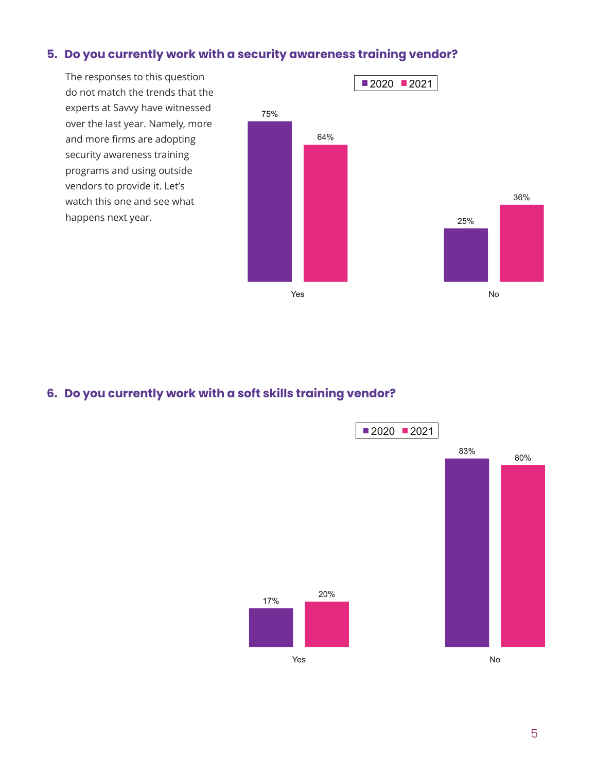## 5. Do you currently work with a security awareness training vendor?

The responses to this question do not match the trends that the experts at Savvy have witnessed over the last year. Namely, more and more firms are adopting security awareness training programs and using outside vendors to provide it. Let's watch this one and see what happens next year.

| | 2020 | 2021 |
|---|---|---|
| Yes | 75% | 64% |
| No | 25% | 36% |

## 6. Do you currently work with a soft skills training vendor?

| | 2020 | 2021 |
|---|---|---|
| Yes | 17% | 20% |
| No | 83% | 80% |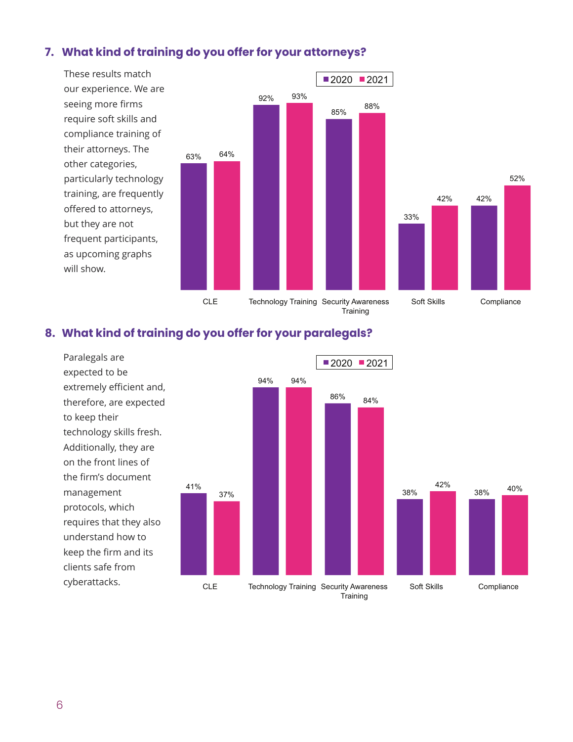## 7. What kind of training do you offer for your attorneys?

These results match our experience. We are seeing more firms require soft skills and compliance training of their attorneys. The other categories, particularly technology training, are frequently offered to attorneys, but they are not frequent participants, as upcoming graphs will show.

| | 2020 | 2021 |
|---|---|---|
| CLE | 63% | 64% |
| Technology Training | 92% | 93% |
| Security Awareness Training | 85% | 88% |
| Soft Skills | 33% | 42% |
| Compliance | 42% | 52% |

## 8. What kind of training do you offer for your paralegals?

Paralegals are expected to be extremely efficient and, therefore, are expected to keep their technology skills fresh. Additionally, they are on the front lines of the firm's document management protocols, which requires that they also understand how to keep the firm and its clients safe from cyberattacks.

| | 2020 | 2021 |
|---|---|---|
| CLE | 41% | 37% |
| Technology Training | 94% | 94% |
| Security Awareness Training | 86% | 84% |
| Soft Skills | 38% | 42% |
| Compliance | 38% | 40% |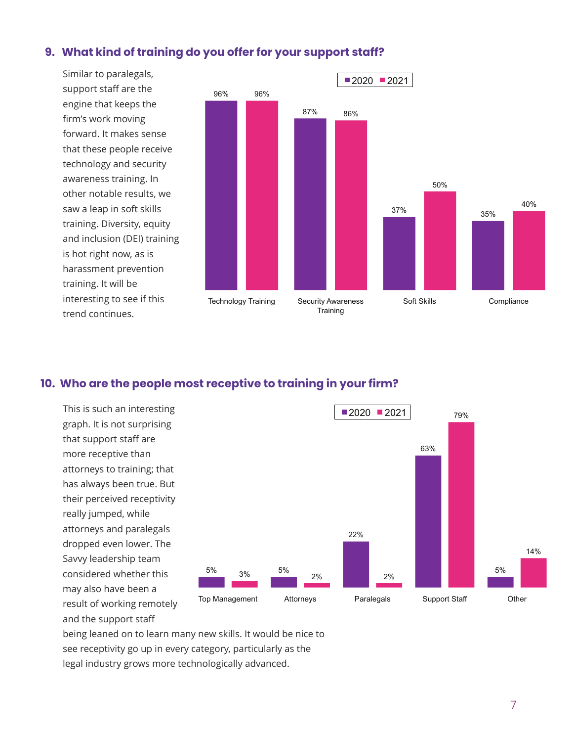## 9. What kind of training do you offer for your support staff?

Similar to paralegals, support staff are the engine that keeps the firm's work moving forward. It makes sense that these people receive technology and security awareness training. In other notable results, we saw a leap in soft skills training. Diversity, equity and inclusion (DEI) training is hot right now, as is harassment prevention training. It will be interesting to see if this trend continues.

| | 2020 | 2021 |
|---|---|---|
| Technology Training | 96% | 96% |
| Security Awareness Training | 87% | 86% |
| Soft Skills | 37% | 50% |
| Compliance | 35% | 40% |

## 10. Who are the people most receptive to training in your firm?

This is such an interesting graph. It is not surprising that support staff are more receptive than attorneys to training; that has always been true. But their perceived receptivity really jumped, while attorneys and paralegals dropped even lower. The Savvy leadership team considered whether this may also have been a result of working remotely and the support staff being leaned on to learn many new skills. It would be nice to see receptivity go up in every category, particularly as the legal industry grows more technologically advanced.

| | 2020 | 2021 |
|---|---|---|
| Top Management | 5% | 3% |
| Attorneys | 5% | 2% |
| Paralegals | 22% | 2% |
| Support Staff | 63% | 79% |
| Other | 5% | 14% |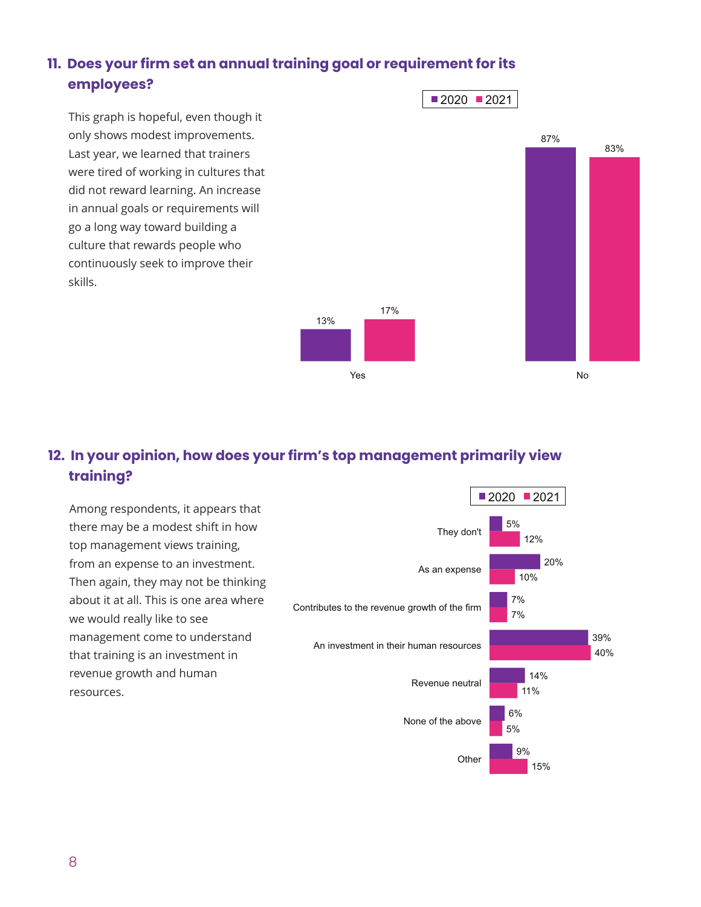## 11. Does your firm set an annual training goal or requirement for its employees?

This graph is hopeful, even though it only shows modest improvements. Last year, we learned that trainers were tired of working in cultures that did not reward learning. An increase in annual goals or requirements will go a long way toward building a culture that rewards people who continuously seek to improve their skills.

| | 2020 | 2021 |
|---|---|---|
| Yes | 13% | 17% |
| No | 87% | 83% |

## 12. In your opinion, how does your firm's top management primarily view training?

Among respondents, it appears that there may be a modest shift in how top management views training, from an expense to an investment. Then again, they may not be thinking about it at all. This is one area where we would really like to see management come to understand that training is an investment in revenue growth and human resources.

| | 2020 | 2021 |
|---|---|---|
| They don't | 5% | 12% |
| As an expense | 20% | 10% |
| Contributes to the revenue growth of the firm | 7% | 7% |
| An investment in their human resources | 39% | 40% |
| Revenue neutral | 14% | 11% |
| None of the above | 6% | 5% |
| Other | 9% | 15% |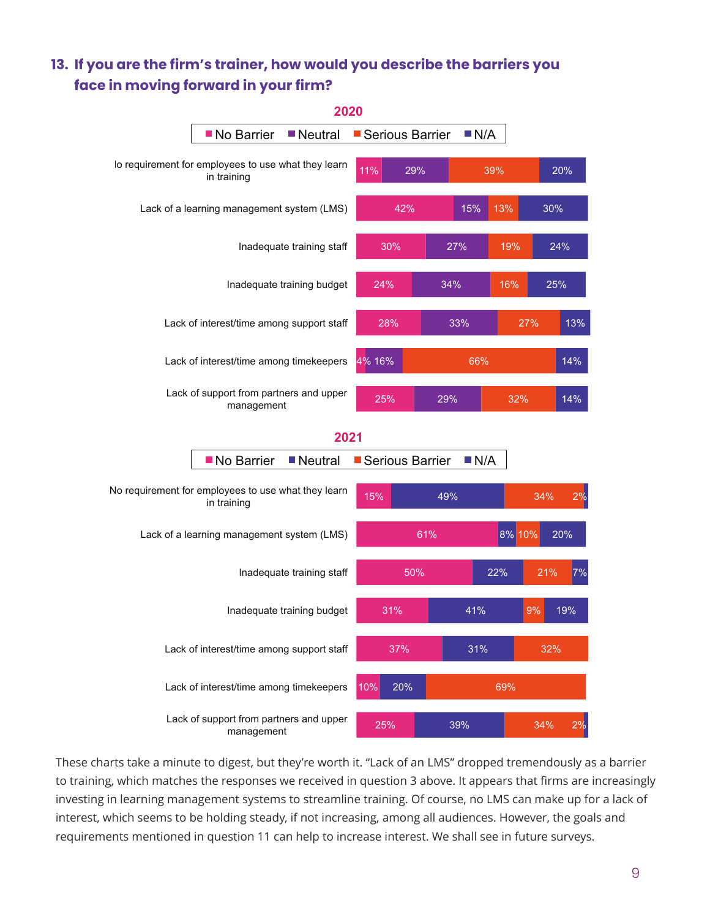## 13. If you are the firm's trainer, how would you describe the barriers you face in moving forward in your firm?

**2020**

| | No Barrier | Neutral | Serious Barrier | N/A |
|---|---|---|---|---|
| lo requirement for employees to use what they learn in training | 11% | 29% | 39% | 20% |
| Lack of a learning management system (LMS) | 42% | 15% | 13% | 30% |
| Inadequate training staff | 30% | 27% | 19% | 24% |
| Inadequate training budget | 24% | 34% | 16% | 25% |
| Lack of interest/time among support staff | 28% | 33% | 27% | 13% |
| Lack of interest/time among timekeepers | 4% | 16% | 66% | 14% |
| Lack of support from partners and upper management | 25% | 29% | 32% | 14% |

**2021**

| | No Barrier | Neutral | Serious Barrier | N/A |
|---|---|---|---|---|
| No requirement for employees to use what they learn in training | 15% | 49% | 34% | 2% |
| Lack of a learning management system (LMS) | 61% | 8% | 10% | 20% |
| Inadequate training staff | 50% | 22% | 21% | 7% |
| Inadequate training budget | 31% | 41% | 9% | 19% |
| Lack of interest/time among support staff | 37% | 31% | 32% | |
| Lack of interest/time among timekeepers | 10% | 20% | 69% | |
| Lack of support from partners and upper management | 25% | 39% | 34% | 2% |

These charts take a minute to digest, but they're worth it. "Lack of an LMS" dropped tremendously as a barrier to training, which matches the responses we received in question 3 above. It appears that firms are increasingly investing in learning management systems to streamline training. Of course, no LMS can make up for a lack of interest, which seems to be holding steady, if not increasing, among all audiences. However, the goals and requirements mentioned in question 11 can help to increase interest. We shall see in future surveys.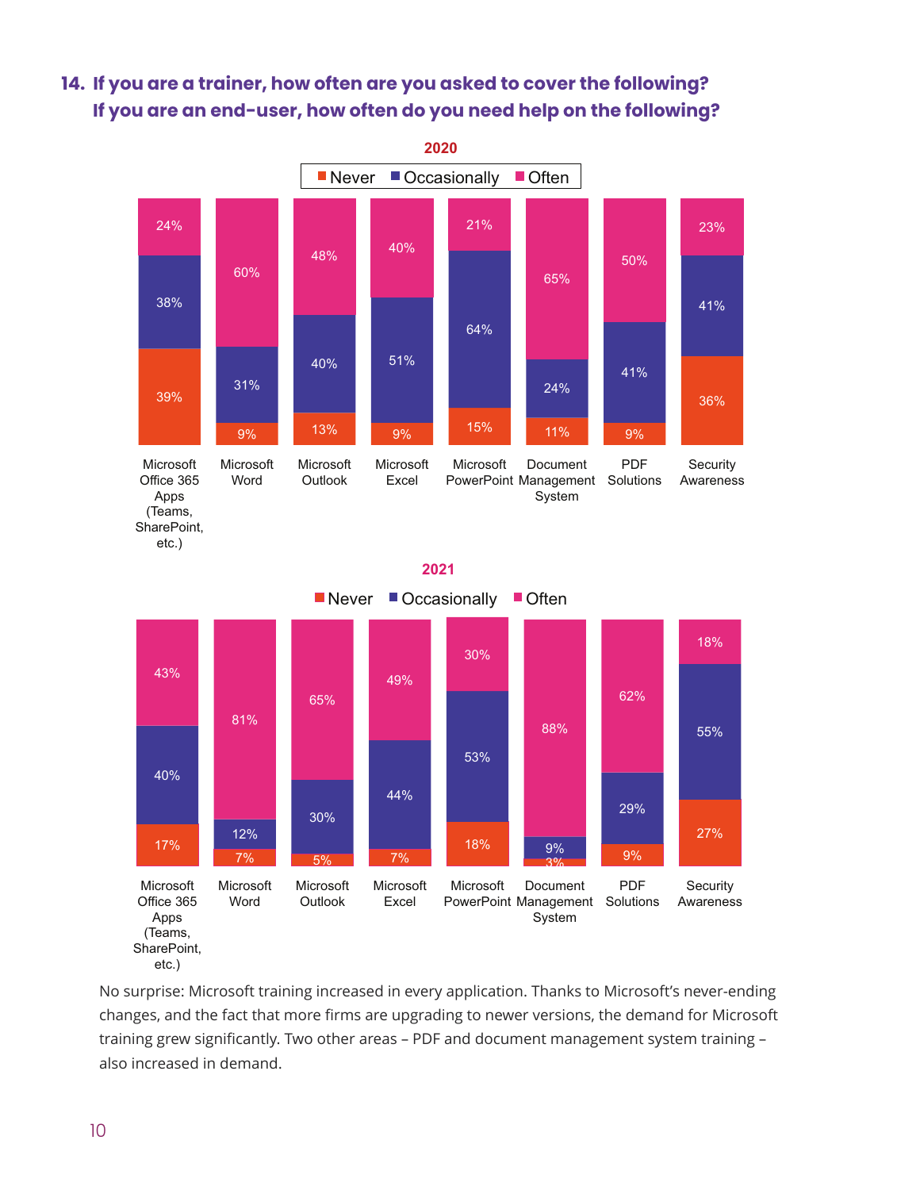## 14. If you are a trainer, how often are you asked to cover the following? If you are an end-user, how often do you need help on the following?

**2020**

| | Never | Occasionally | Often |
|---|---|---|---|
| Microsoft Office 365 Apps (Teams, SharePoint, etc.) | 39% | 38% | 24% |
| Microsoft Word | 9% | 31% | 60% |
| Microsoft Outlook | 13% | 40% | 48% |
| Microsoft Excel | 9% | 51% | 40% |
| Microsoft PowerPoint | 15% | 64% | 21% |
| Document Management System | 11% | 24% | 65% |
| PDF Solutions | 9% | 41% | 50% |
| Security Awareness | 36% | 41% | 23% |

**2021**

| | Never | Occasionally | Often |
|---|---|---|---|
| Microsoft Office 365 Apps (Teams, SharePoint, etc.) | 17% | 40% | 43% |
| Microsoft Word | 7% | 12% | 81% |
| Microsoft Outlook | 5% | 30% | 65% |
| Microsoft Excel | 7% | 44% | 49% |
| Microsoft PowerPoint | 18% | 53% | 30% |
| Document Management System | 3% | 9% | 88% |
| PDF Solutions | 9% | 29% | 62% |
| Security Awareness | 27% | 55% | 18% |

No surprise: Microsoft training increased in every application. Thanks to Microsoft's never-ending changes, and the fact that more firms are upgrading to newer versions, the demand for Microsoft training grew significantly. Two other areas – PDF and document management system training – also increased in demand.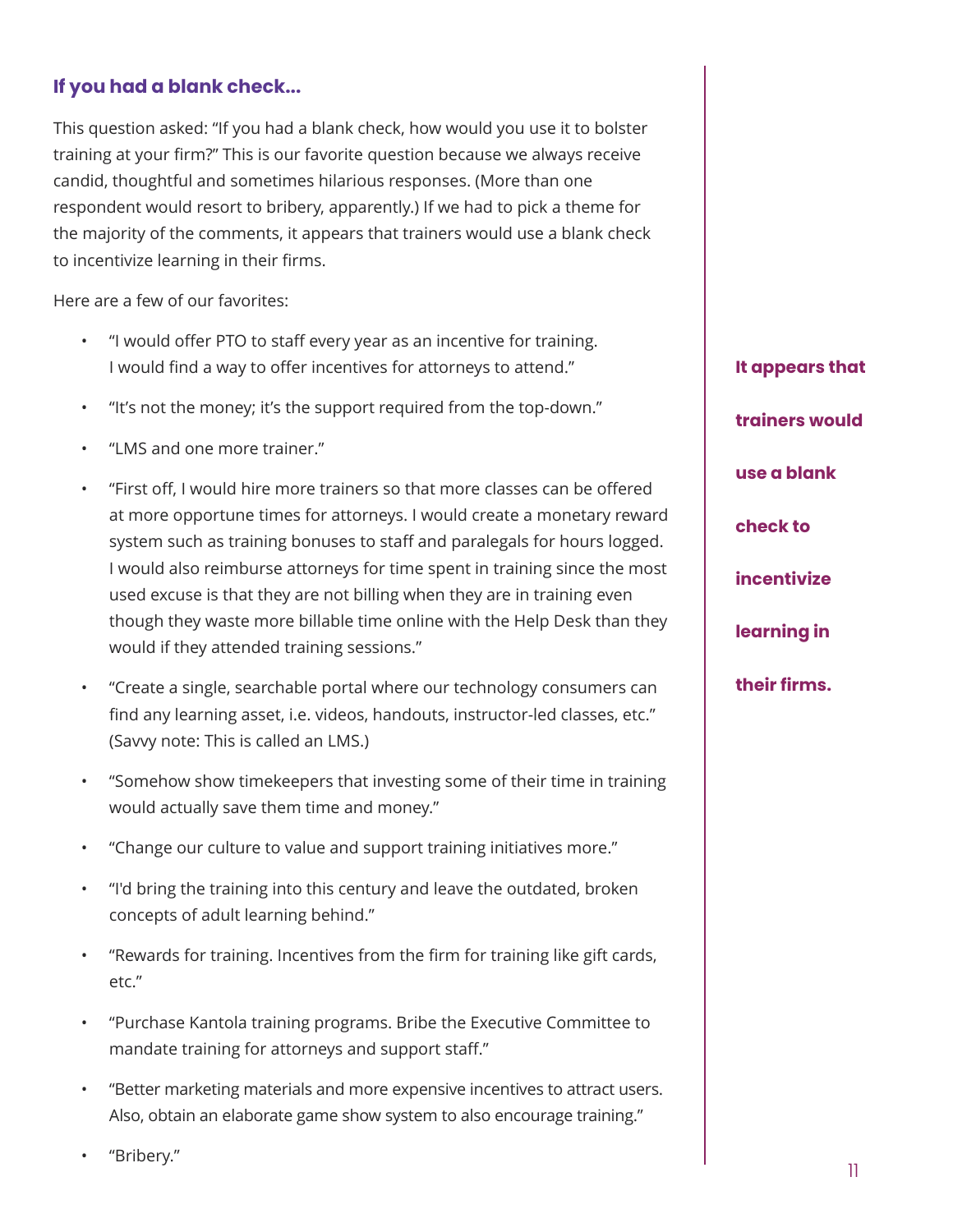### If you had a blank check...

This question asked: "If you had a blank check, how would you use it to bolster training at your firm?" This is our favorite question because we always receive candid, thoughtful and sometimes hilarious responses. (More than one respondent would resort to bribery, apparently.) If we had to pick a theme for the majority of the comments, it appears that trainers would use a blank check to incentivize learning in their firms.

Here are a few of our favorites:

- "I would offer PTO to staff every year as an incentive for training. I would find a way to offer incentives for attorneys to attend."
- "It's not the money; it's the support required from the top-down."
- "LMS and one more trainer."
- "First off, I would hire more trainers so that more classes can be offered at more opportune times for attorneys. I would create a monetary reward system such as training bonuses to staff and paralegals for hours logged. I would also reimburse attorneys for time spent in training since the most used excuse is that they are not billing when they are in training even though they waste more billable time online with the Help Desk than they would if they attended training sessions."
- "Create a single, searchable portal where our technology consumers can find any learning asset, i.e. videos, handouts, instructor-led classes, etc." (Savvy note: This is called an LMS.)
- "Somehow show timekeepers that investing some of their time in training would actually save them time and money."
- "Change our culture to value and support training initiatives more."
- "I'd bring the training into this century and leave the outdated, broken concepts of adult learning behind."
- "Rewards for training. Incentives from the firm for training like gift cards, etc."
- "Purchase Kantola training programs. Bribe the Executive Committee to mandate training for attorneys and support staff."
- "Better marketing materials and more expensive incentives to attract users. Also, obtain an elaborate game show system to also encourage training."
- "Bribery."

**It appears that trainers would use a blank check to incentivize learning in their firms.**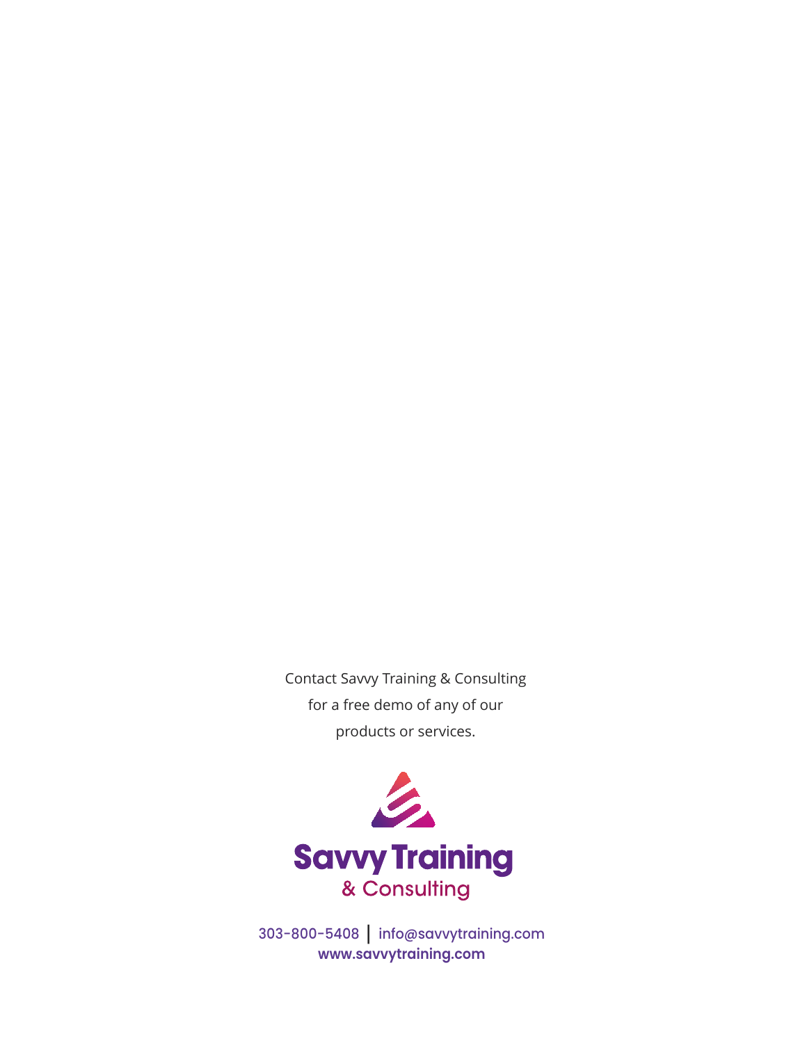Contact Savvy Training & Consulting
for a free demo of any of our
products or services.

Savvy Training
& Consulting

303-800-5408 | info@savvytraining.com
www.savvytraining.com